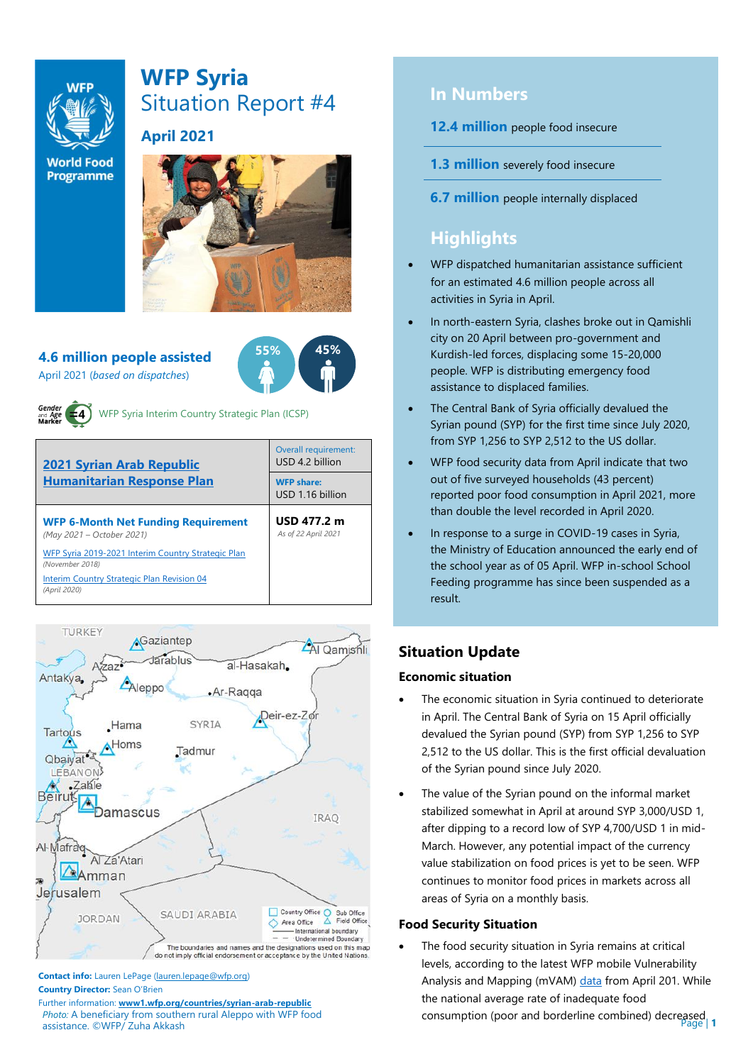# WFP Syria

## Situation Report #4

## April 2021

**4.6 million people assisted**
April 2021 (*based on dispatches*)

55% 45%

WFP Syria Interim Country Strategic Plan (ICSP)

| 2021 Syrian Arab Republic Humanitarian Response Plan | Overall requirement: USD 4.2 billion<br>**WFP share:** USD 1.16 billion |
|---|---|
| **WFP 6-Month Net Funding Requirement**<br>*(May 2021 – October 2021)*<br>WFP Syria 2019-2021 Interim Country Strategic Plan *(November 2018)*<br>Interim Country Strategic Plan Revision 04 *(April 2020)* | **USD 477.2 m**<br>*As of 22 April 2021* |

The boundaries and names and the designations used on this map do not imply official endorsement or acceptance by the United Nations.

**Contact info:** Lauren LePage (lauren.lepage@wfp.org)
**Country Director:** Sean O'Brien
Further information: **www1.wfp.org/countries/syrian-arab-republic**
*Photo:* A beneficiary from southern rural Aleppo with WFP food assistance. ©WFP/ Zuha Akkash

## In Numbers

**12.4 million** people food insecure

**1.3 million** severely food insecure

**6.7 million** people internally displaced

## Highlights

- WFP dispatched humanitarian assistance sufficient for an estimated 4.6 million people across all activities in Syria in April.
- In north-eastern Syria, clashes broke out in Qamishli city on 20 April between pro-government and Kurdish-led forces, displacing some 15-20,000 people. WFP is distributing emergency food assistance to displaced families.
- The Central Bank of Syria officially devalued the Syrian pound (SYP) for the first time since July 2020, from SYP 1,256 to SYP 2,512 to the US dollar.
- WFP food security data from April indicate that two out of five surveyed households (43 percent) reported poor food consumption in April 2021, more than double the level recorded in April 2020.
- In response to a surge in COVID-19 cases in Syria, the Ministry of Education announced the early end of the school year as of 05 April. WFP in-school School Feeding programme has since been suspended as a result.

## Situation Update

### Economic situation

- The economic situation in Syria continued to deteriorate in April. The Central Bank of Syria on 15 April officially devalued the Syrian pound (SYP) from SYP 1,256 to SYP 2,512 to the US dollar. This is the first official devaluation of the Syrian pound since July 2020.
- The value of the Syrian pound on the informal market stabilized somewhat in April at around SYP 3,000/USD 1, after dipping to a record low of SYP 4,700/USD 1 in mid-March. However, any potential impact of the currency value stabilization on food prices is yet to be seen. WFP continues to monitor food prices in markets across all areas of Syria on a monthly basis.

### Food Security Situation

- The food security situation in Syria remains at critical levels, according to the latest WFP mobile Vulnerability Analysis and Mapping (mVAM) data from April 201. While the national average rate of inadequate food consumption (poor and borderline combined) decreased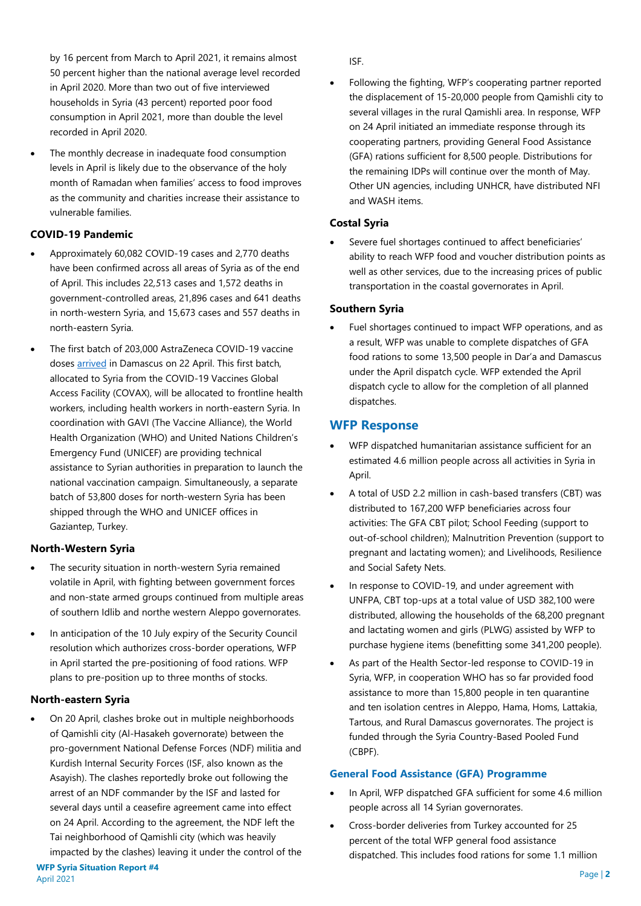by 16 percent from March to April 2021, it remains almost 50 percent higher than the national average level recorded in April 2020. More than two out of five interviewed households in Syria (43 percent) reported poor food consumption in April 2021, more than double the level recorded in April 2020.

- The monthly decrease in inadequate food consumption levels in April is likely due to the observance of the holy month of Ramadan when families' access to food improves as the community and charities increase their assistance to vulnerable families.

### COVID-19 Pandemic

- Approximately 60,082 COVID-19 cases and 2,770 deaths have been confirmed across all areas of Syria as of the end of April. This includes 22,513 cases and 1,572 deaths in government-controlled areas, 21,896 cases and 641 deaths in north-western Syria, and 15,673 cases and 557 deaths in north-eastern Syria.
- The first batch of 203,000 AstraZeneca COVID-19 vaccine doses arrived in Damascus on 22 April. This first batch, allocated to Syria from the COVID-19 Vaccines Global Access Facility (COVAX), will be allocated to frontline health workers, including health workers in north-eastern Syria. In coordination with GAVI (The Vaccine Alliance), the World Health Organization (WHO) and United Nations Children's Emergency Fund (UNICEF) are providing technical assistance to Syrian authorities in preparation to launch the national vaccination campaign. Simultaneously, a separate batch of 53,800 doses for north-western Syria has been shipped through the WHO and UNICEF offices in Gaziantep, Turkey.

### North-Western Syria

- The security situation in north-western Syria remained volatile in April, with fighting between government forces and non-state armed groups continued from multiple areas of southern Idlib and northe western Aleppo governorates.
- In anticipation of the 10 July expiry of the Security Council resolution which authorizes cross-border operations, WFP in April started the pre-positioning of food rations. WFP plans to pre-position up to three months of stocks.

### North-eastern Syria

- On 20 April, clashes broke out in multiple neighborhoods of Qamishli city (Al-Hasakeh governorate) between the pro-government National Defense Forces (NDF) militia and Kurdish Internal Security Forces (ISF, also known as the Asayish). The clashes reportedly broke out following the arrest of an NDF commander by the ISF and lasted for several days until a ceasefire agreement came into effect on 24 April. According to the agreement, the NDF left the Tai neighborhood of Qamishli city (which was heavily impacted by the clashes) leaving it under the control of the ISF.
- Following the fighting, WFP's cooperating partner reported the displacement of 15-20,000 people from Qamishli city to several villages in the rural Qamishli area. In response, WFP on 24 April initiated an immediate response through its cooperating partners, providing General Food Assistance (GFA) rations sufficient for 8,500 people. Distributions for the remaining IDPs will continue over the month of May. Other UN agencies, including UNHCR, have distributed NFI and WASH items.

### Costal Syria

- Severe fuel shortages continued to affect beneficiaries' ability to reach WFP food and voucher distribution points as well as other services, due to the increasing prices of public transportation in the coastal governorates in April.

### Southern Syria

- Fuel shortages continued to impact WFP operations, and as a result, WFP was unable to complete dispatches of GFA food rations to some 13,500 people in Dar'a and Damascus under the April dispatch cycle. WFP extended the April dispatch cycle to allow for the completion of all planned dispatches.

## WFP Response

- WFP dispatched humanitarian assistance sufficient for an estimated 4.6 million people across all activities in Syria in April.
- A total of USD 2.2 million in cash-based transfers (CBT) was distributed to 167,200 WFP beneficiaries across four activities: The GFA CBT pilot; School Feeding (support to out-of-school children); Malnutrition Prevention (support to pregnant and lactating women); and Livelihoods, Resilience and Social Safety Nets.
- In response to COVID-19, and under agreement with UNFPA, CBT top-ups at a total value of USD 382,100 were distributed, allowing the households of the 68,200 pregnant and lactating women and girls (PLWG) assisted by WFP to purchase hygiene items (benefitting some 341,200 people).
- As part of the Health Sector-led response to COVID-19 in Syria, WFP, in cooperation WHO has so far provided food assistance to more than 15,800 people in ten quarantine and ten isolation centres in Aleppo, Hama, Homs, Lattakia, Tartous, and Rural Damascus governorates. The project is funded through the Syria Country-Based Pooled Fund (CBPF).

### General Food Assistance (GFA) Programme

- In April, WFP dispatched GFA sufficient for some 4.6 million people across all 14 Syrian governorates.
- Cross-border deliveries from Turkey accounted for 25 percent of the total WFP general food assistance dispatched. This includes food rations for some 1.1 million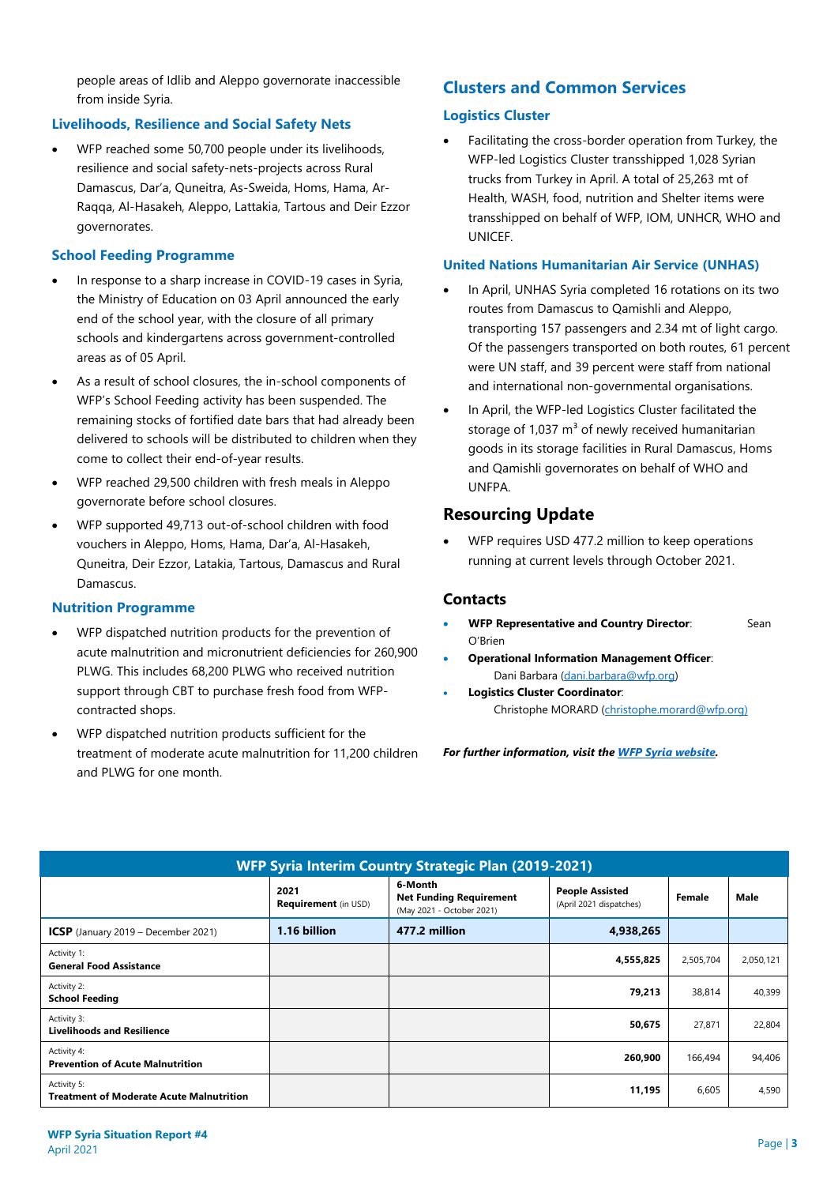people areas of Idlib and Aleppo governorate inaccessible from inside Syria.

### Livelihoods, Resilience and Social Safety Nets

- WFP reached some 50,700 people under its livelihoods, resilience and social safety-nets-projects across Rural Damascus, Dar'a, Quneitra, As-Sweida, Homs, Hama, Ar-Raqqa, Al-Hasakeh, Aleppo, Lattakia, Tartous and Deir Ezzor governorates.

### School Feeding Programme

- In response to a sharp increase in COVID-19 cases in Syria, the Ministry of Education on 03 April announced the early end of the school year, with the closure of all primary schools and kindergartens across government-controlled areas as of 05 April.
- As a result of school closures, the in-school components of WFP's School Feeding activity has been suspended. The remaining stocks of fortified date bars that had already been delivered to schools will be distributed to children when they come to collect their end-of-year results.
- WFP reached 29,500 children with fresh meals in Aleppo governorate before school closures.
- WFP supported 49,713 out-of-school children with food vouchers in Aleppo, Homs, Hama, Dar'a, Al-Hasakeh, Quneitra, Deir Ezzor, Latakia, Tartous, Damascus and Rural Damascus.

### Nutrition Programme

- WFP dispatched nutrition products for the prevention of acute malnutrition and micronutrient deficiencies for 260,900 PLWG. This includes 68,200 PLWG who received nutrition support through CBT to purchase fresh food from WFP-contracted shops.
- WFP dispatched nutrition products sufficient for the treatment of moderate acute malnutrition for 11,200 children and PLWG for one month.

## Clusters and Common Services

### Logistics Cluster

- Facilitating the cross-border operation from Turkey, the WFP-led Logistics Cluster transshipped 1,028 Syrian trucks from Turkey in April. A total of 25,263 mt of Health, WASH, food, nutrition and Shelter items were transshipped on behalf of WFP, IOM, UNHCR, WHO and UNICEF.

### United Nations Humanitarian Air Service (UNHAS)

- In April, UNHAS Syria completed 16 rotations on its two routes from Damascus to Qamishli and Aleppo, transporting 157 passengers and 2.34 mt of light cargo. Of the passengers transported on both routes, 61 percent were UN staff, and 39 percent were staff from national and international non-governmental organisations.
- In April, the WFP-led Logistics Cluster facilitated the storage of 1,037 $m^3$ of newly received humanitarian goods in its storage facilities in Rural Damascus, Homs and Qamishli governorates on behalf of WHO and UNFPA.

## Resourcing Update

- WFP requires USD 477.2 million to keep operations running at current levels through October 2021.

## Contacts

- **WFP Representative and Country Director**: Sean O'Brien
- **Operational Information Management Officer**: Dani Barbara (dani.barbara@wfp.org)
- **Logistics Cluster Coordinator**: Christophe MORARD (christophe.morard@wfp.org)

***For further information, visit the WFP Syria website.***

| WFP Syria Interim Country Strategic Plan (2019-2021) | | | | | |
|---|---|---|---|---|---|
| | **2021 Requirement** (in USD) | **6-Month Net Funding Requirement** (May 2021 - October 2021) | **People Assisted** (April 2021 dispatches) | **Female** | **Male** |
| **ICSP** (January 2019 – December 2021) | **1.16 billion** | **477.2 million** | **4,938,265** | | |
| Activity 1: **General Food Assistance** | | | **4,555,825** | 2,505,704 | 2,050,121 |
| Activity 2: **School Feeding** | | | **79,213** | 38,814 | 40,399 |
| Activity 3: **Livelihoods and Resilience** | | | **50,675** | 27,871 | 22,804 |
| Activity 4: **Prevention of Acute Malnutrition** | | | **260,900** | 166,494 | 94,406 |
| Activity 5: **Treatment of Moderate Acute Malnutrition** | | | **11,195** | 6,605 | 4,590 |